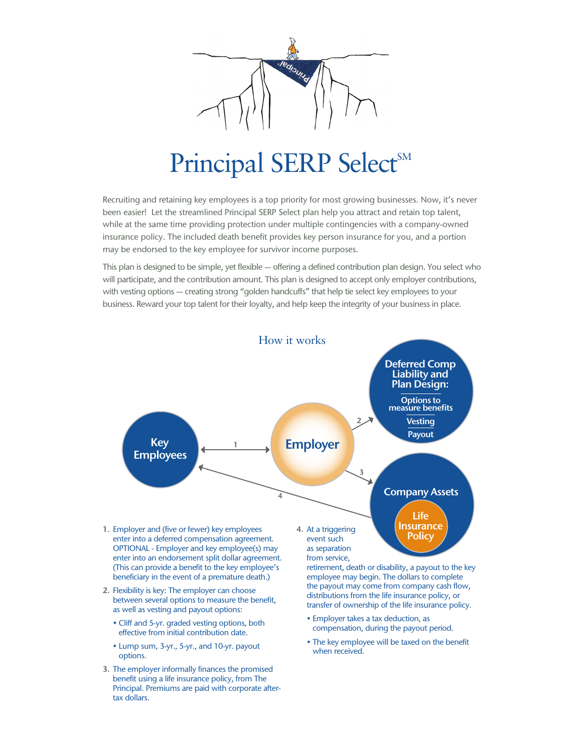# Principal SERP Select℠

Recruiting and retaining key employees is a top priority for most growing businesses. Now, it's never been easier! Let the streamlined Principal SERP Select plan help you attract and retain top talent, while at the same time providing protection under multiple contingencies with a company-owned insurance policy. The included death benefit provides key person insurance for you, and a portion may be endorsed to the key employee for survivor income purposes.

This plan is designed to be simple, yet flexible — offering a defined contribution plan design. You select who will participate, and the contribution amount. This plan is designed to accept only employer contributions, with vesting options — creating strong "golden handcuffs" that help tie select key employees to your business. Reward your top talent for their loyalty, and help keep the integrity of your business in place.

## How it works

Key Employees ⟷ (1) Employer

Employer → (2) Deferred Comp Liability and Plan Design: Options to measure benefits; Vesting; Payout

Employer → (3) Company Assets: Life Insurance Policy

Company Assets → (4) Key Employees

1. Employer and (five or fewer) key employees enter into a deferred compensation agreement. OPTIONAL - Employer and key employee(s) may enter into an endorsement split dollar agreement. (This can provide a benefit to the key employee's beneficiary in the event of a premature death.)
2. Flexibility is key: The employer can choose between several options to measure the benefit, as well as vesting and payout options:
   - Cliff and 5-yr. graded vesting options, both effective from initial contribution date.
   - Lump sum, 3-yr., 5-yr., and 10-yr. payout options.
3. The employer informally finances the promised benefit using a life insurance policy, from The Principal. Premiums are paid with corporate after-tax dollars.
4. At a triggering event such as separation from service, retirement, death or disability, a payout to the key employee may begin. The dollars to complete the payout may come from company cash flow, distributions from the life insurance policy, or transfer of ownership of the life insurance policy.
   - Employer takes a tax deduction, as compensation, during the payout period.
   - The key employee will be taxed on the benefit when received.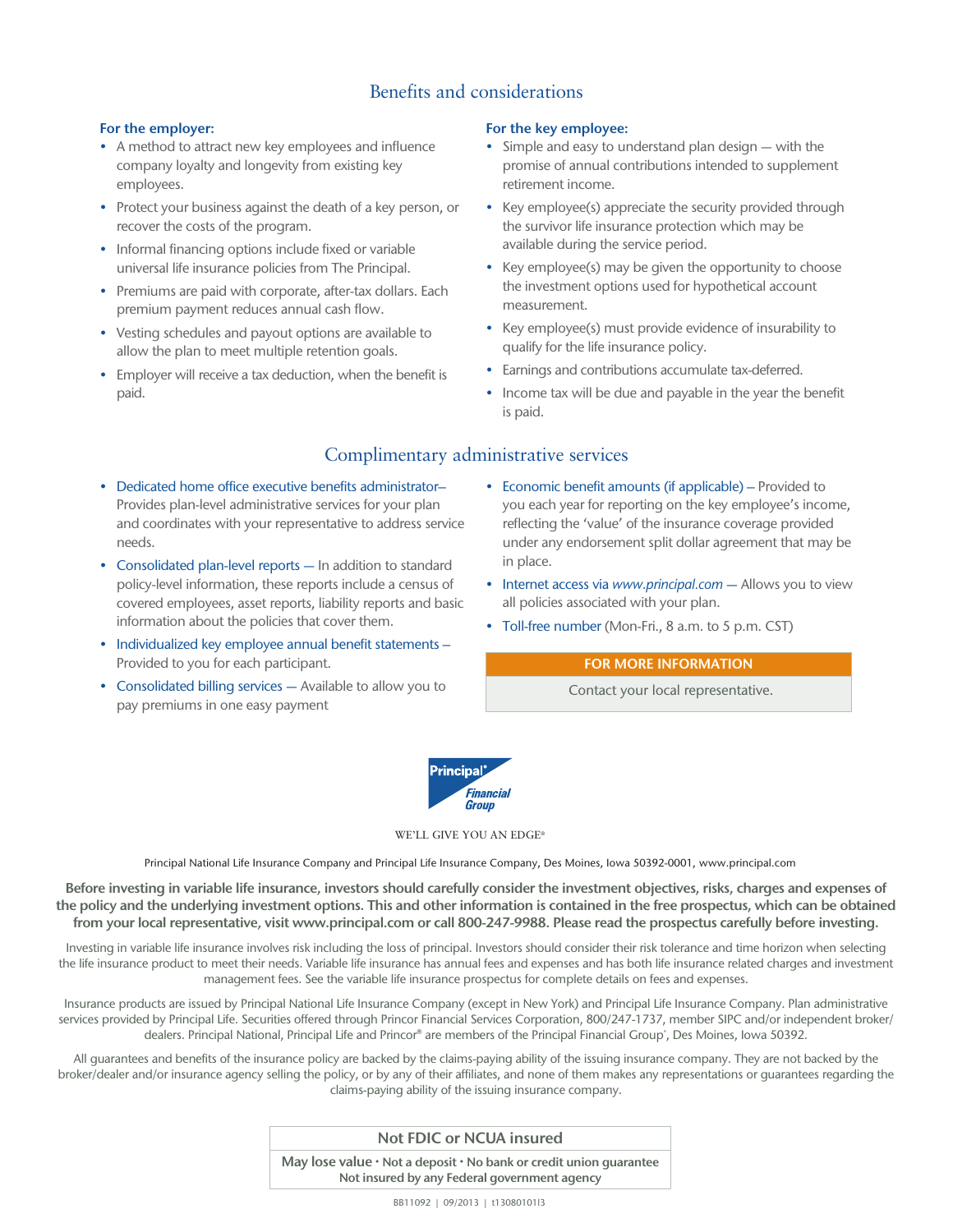## Benefits and considerations

**For the employer:**

- A method to attract new key employees and influence company loyalty and longevity from existing key employees.
- Protect your business against the death of a key person, or recover the costs of the program.
- Informal financing options include fixed or variable universal life insurance policies from The Principal.
- Premiums are paid with corporate, after-tax dollars. Each premium payment reduces annual cash flow.
- Vesting schedules and payout options are available to allow the plan to meet multiple retention goals.
- Employer will receive a tax deduction, when the benefit is paid.

**For the key employee:**

- Simple and easy to understand plan design — with the promise of annual contributions intended to supplement retirement income.
- Key employee(s) appreciate the security provided through the survivor life insurance protection which may be available during the service period.
- Key employee(s) may be given the opportunity to choose the investment options used for hypothetical account measurement.
- Key employee(s) must provide evidence of insurability to qualify for the life insurance policy.
- Earnings and contributions accumulate tax-deferred.
- Income tax will be due and payable in the year the benefit is paid.

## Complimentary administrative services

- Dedicated home office executive benefits administrator– Provides plan-level administrative services for your plan and coordinates with your representative to address service needs.
- Consolidated plan-level reports — In addition to standard policy-level information, these reports include a census of covered employees, asset reports, liability reports and basic information about the policies that cover them.
- Individualized key employee annual benefit statements – Provided to you for each participant.
- Consolidated billing services — Available to allow you to pay premiums in one easy payment
- Economic benefit amounts (if applicable) – Provided to you each year for reporting on the key employee's income, reflecting the 'value' of the insurance coverage provided under any endorsement split dollar agreement that may be in place.
- Internet access via *www.principal.com* — Allows you to view all policies associated with your plan.
- Toll-free number (Mon-Fri., 8 a.m. to 5 p.m. CST)

**FOR MORE INFORMATION**

Contact your local representative.

Principal® Financial Group

WE'LL GIVE YOU AN EDGE®

Principal National Life Insurance Company and Principal Life Insurance Company, Des Moines, Iowa 50392-0001, www.principal.com

**Before investing in variable life insurance, investors should carefully consider the investment objectives, risks, charges and expenses of the policy and the underlying investment options. This and other information is contained in the free prospectus, which can be obtained from your local representative, visit www.principal.com or call 800-247-9988. Please read the prospectus carefully before investing.**

Investing in variable life insurance involves risk including the loss of principal. Investors should consider their risk tolerance and time horizon when selecting the life insurance product to meet their needs. Variable life insurance has annual fees and expenses and has both life insurance related charges and investment management fees. See the variable life insurance prospectus for complete details on fees and expenses.

Insurance products are issued by Principal National Life Insurance Company (except in New York) and Principal Life Insurance Company. Plan administrative services provided by Principal Life. Securities offered through Princor Financial Services Corporation, 800/247-1737, member SIPC and/or independent broker/dealers. Principal National, Principal Life and Princor® are members of the Principal Financial Group®, Des Moines, Iowa 50392.

All guarantees and benefits of the insurance policy are backed by the claims-paying ability of the issuing insurance company. They are not backed by the broker/dealer and/or insurance agency selling the policy, or by any of their affiliates, and none of them makes any representations or guarantees regarding the claims-paying ability of the issuing insurance company.

**Not FDIC or NCUA insured**

**May lose value • Not a deposit • No bank or credit union guarantee**
**Not insured by any Federal government agency**

BB11092 | 09/2013 | t13080101l3